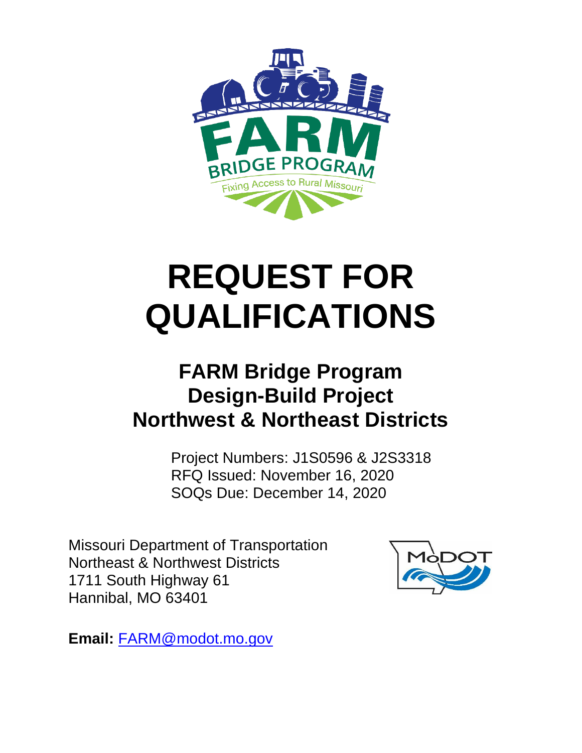# REQUEST FOR QUALIFICATIONS

## FARM Bridge Program
## Design-Build Project
## Northwest & Northeast Districts

Project Numbers: J1S0596 & J2S3318
RFQ Issued: November 16, 2020
SOQs Due: December 14, 2020

Missouri Department of Transportation
Northeast & Northwest Districts
1711 South Highway 61
Hannibal, MO 63401

**Email:** FARM@modot.mo.gov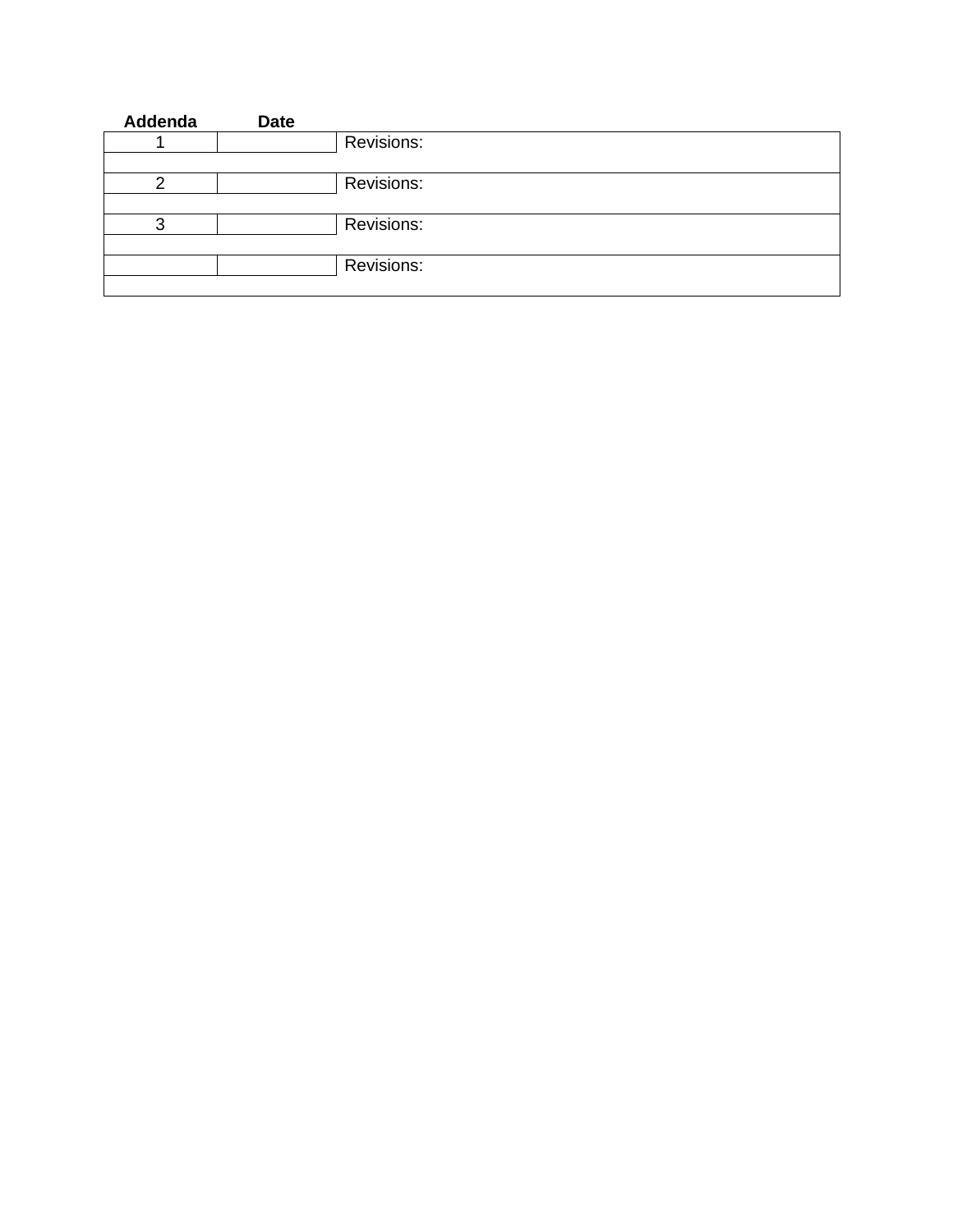| Addenda | Date | |
|---|---|---|
| 1 | | Revisions: |
| | | |
| 2 | | Revisions: |
| | | |
| 3 | | Revisions: |
| | | |
| | | Revisions: |
| | | |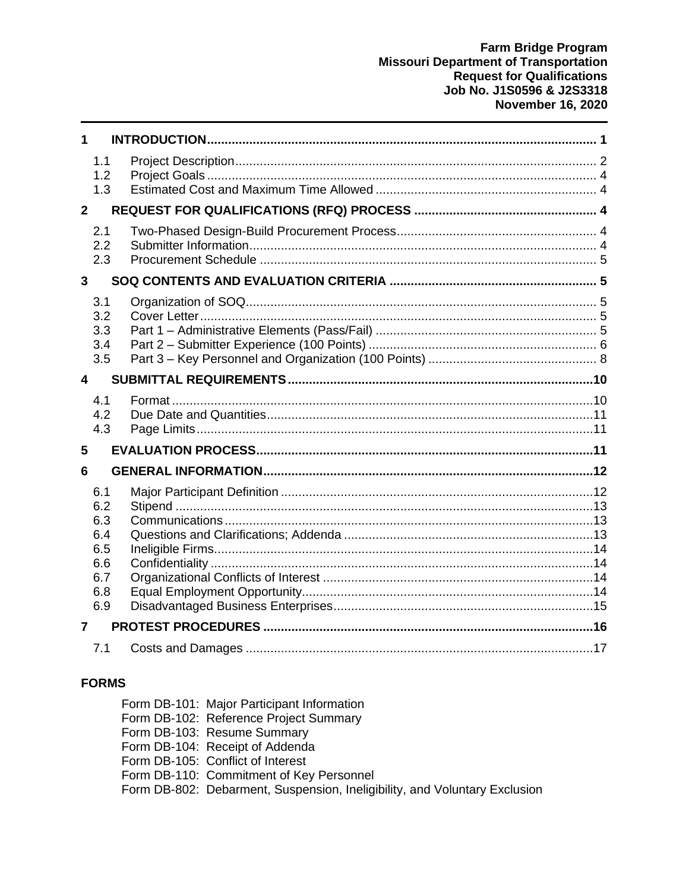**Farm Bridge Program**
**Missouri Department of Transportation**
**Request for Qualifications**
**Job No. J1S0596 & J2S3318**
**November 16, 2020**

---

| | | |
|---|---|---|
| **1** | **INTRODUCTION** | **1** |
| 1.1 | Project Description | 2 |
| 1.2 | Project Goals | 4 |
| 1.3 | Estimated Cost and Maximum Time Allowed | 4 |
| **2** | **REQUEST FOR QUALIFICATIONS (RFQ) PROCESS** | **4** |
| 2.1 | Two-Phased Design-Build Procurement Process | 4 |
| 2.2 | Submitter Information | 4 |
| 2.3 | Procurement Schedule | 5 |
| **3** | **SOQ CONTENTS AND EVALUATION CRITERIA** | **5** |
| 3.1 | Organization of SOQ | 5 |
| 3.2 | Cover Letter | 5 |
| 3.3 | Part 1 – Administrative Elements (Pass/Fail) | 5 |
| 3.4 | Part 2 – Submitter Experience (100 Points) | 6 |
| 3.5 | Part 3 – Key Personnel and Organization (100 Points) | 8 |
| **4** | **SUBMITTAL REQUIREMENTS** | **10** |
| 4.1 | Format | 10 |
| 4.2 | Due Date and Quantities | 11 |
| 4.3 | Page Limits | 11 |
| **5** | **EVALUATION PROCESS** | **11** |
| **6** | **GENERAL INFORMATION** | **12** |
| 6.1 | Major Participant Definition | 12 |
| 6.2 | Stipend | 13 |
| 6.3 | Communications | 13 |
| 6.4 | Questions and Clarifications; Addenda | 13 |
| 6.5 | Ineligible Firms | 14 |
| 6.6 | Confidentiality | 14 |
| 6.7 | Organizational Conflicts of Interest | 14 |
| 6.8 | Equal Employment Opportunity | 14 |
| 6.9 | Disadvantaged Business Enterprises | 15 |
| **7** | **PROTEST PROCEDURES** | **16** |
| 7.1 | Costs and Damages | 17 |

**FORMS**

Form DB-101: Major Participant Information
Form DB-102: Reference Project Summary
Form DB-103: Resume Summary
Form DB-104: Receipt of Addenda
Form DB-105: Conflict of Interest
Form DB-110: Commitment of Key Personnel
Form DB-802: Debarment, Suspension, Ineligibility, and Voluntary Exclusion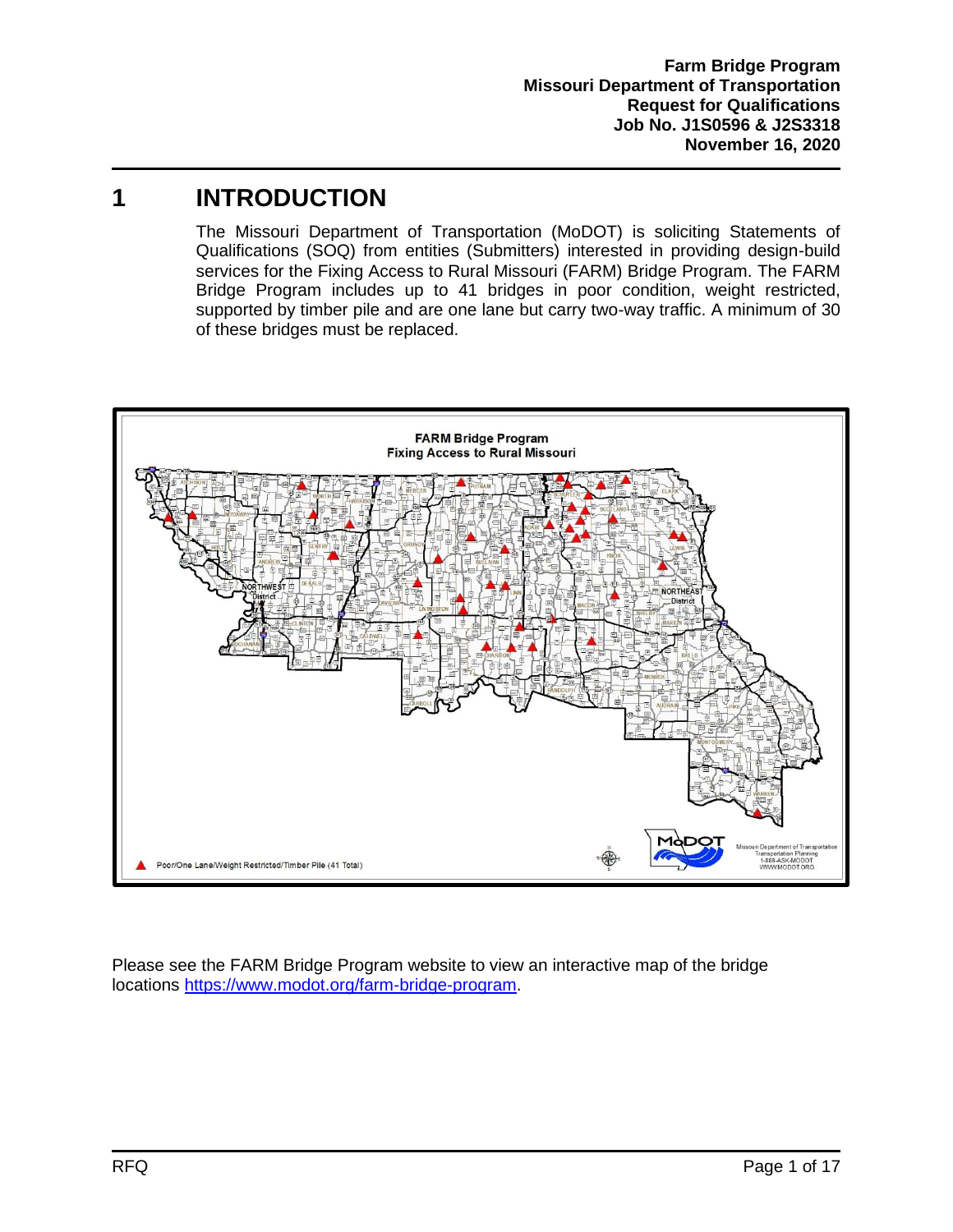# 1 INTRODUCTION

The Missouri Department of Transportation (MoDOT) is soliciting Statements of Qualifications (SOQ) from entities (Submitters) interested in providing design-build services for the Fixing Access to Rural Missouri (FARM) Bridge Program. The FARM Bridge Program includes up to 41 bridges in poor condition, weight restricted, supported by timber pile and are one lane but carry two-way traffic. A minimum of 30 of these bridges must be replaced.

Please see the FARM Bridge Program website to view an interactive map of the bridge locations https://www.modot.org/farm-bridge-program.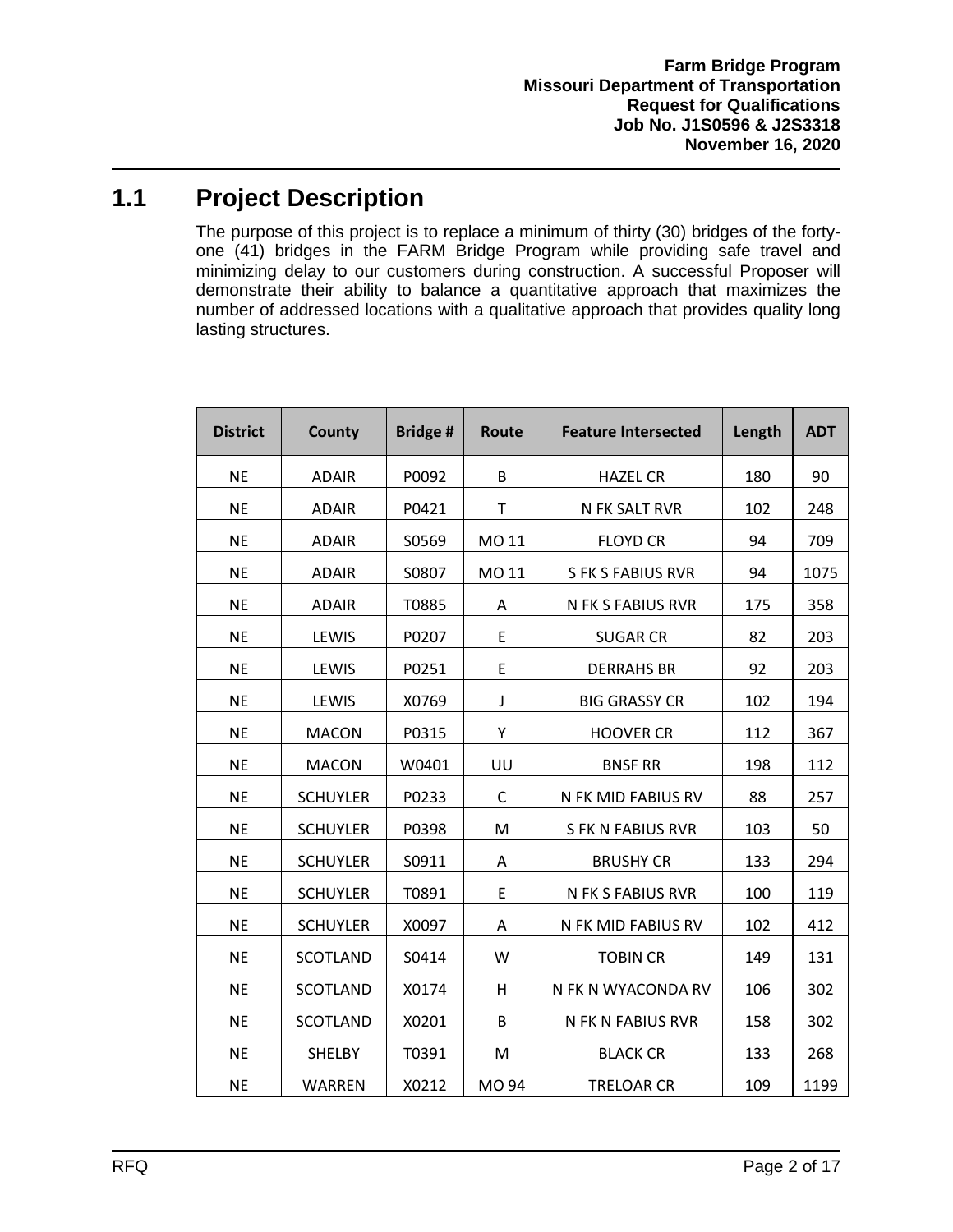## 1.1 Project Description

The purpose of this project is to replace a minimum of thirty (30) bridges of the forty-one (41) bridges in the FARM Bridge Program while providing safe travel and minimizing delay to our customers during construction. A successful Proposer will demonstrate their ability to balance a quantitative approach that maximizes the number of addressed locations with a qualitative approach that provides quality long lasting structures.

| District | County | Bridge # | Route | Feature Intersected | Length | ADT |
|---|---|---|---|---|---|---|
| NE | ADAIR | P0092 | B | HAZEL CR | 180 | 90 |
| NE | ADAIR | P0421 | T | N FK SALT RVR | 102 | 248 |
| NE | ADAIR | S0569 | MO 11 | FLOYD CR | 94 | 709 |
| NE | ADAIR | S0807 | MO 11 | S FK S FABIUS RVR | 94 | 1075 |
| NE | ADAIR | T0885 | A | N FK S FABIUS RVR | 175 | 358 |
| NE | LEWIS | P0207 | E | SUGAR CR | 82 | 203 |
| NE | LEWIS | P0251 | E | DERRAHS BR | 92 | 203 |
| NE | LEWIS | X0769 | J | BIG GRASSY CR | 102 | 194 |
| NE | MACON | P0315 | Y | HOOVER CR | 112 | 367 |
| NE | MACON | W0401 | UU | BNSF RR | 198 | 112 |
| NE | SCHUYLER | P0233 | C | N FK MID FABIUS RV | 88 | 257 |
| NE | SCHUYLER | P0398 | M | S FK N FABIUS RVR | 103 | 50 |
| NE | SCHUYLER | S0911 | A | BRUSHY CR | 133 | 294 |
| NE | SCHUYLER | T0891 | E | N FK S FABIUS RVR | 100 | 119 |
| NE | SCHUYLER | X0097 | A | N FK MID FABIUS RV | 102 | 412 |
| NE | SCOTLAND | S0414 | W | TOBIN CR | 149 | 131 |
| NE | SCOTLAND | X0174 | H | N FK N WYACONDA RV | 106 | 302 |
| NE | SCOTLAND | X0201 | B | N FK N FABIUS RVR | 158 | 302 |
| NE | SHELBY | T0391 | M | BLACK CR | 133 | 268 |
| NE | WARREN | X0212 | MO 94 | TRELOAR CR | 109 | 1199 |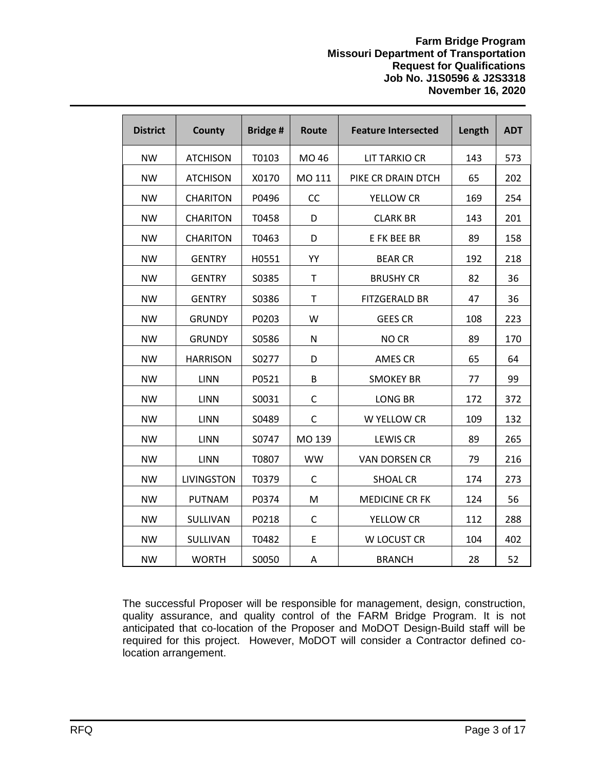| District | County | Bridge # | Route | Feature Intersected | Length | ADT |
|---|---|---|---|---|---|---|
| NW | ATCHISON | T0103 | MO 46 | LIT TARKIO CR | 143 | 573 |
| NW | ATCHISON | X0170 | MO 111 | PIKE CR DRAIN DTCH | 65 | 202 |
| NW | CHARITON | P0496 | CC | YELLOW CR | 169 | 254 |
| NW | CHARITON | T0458 | D | CLARK BR | 143 | 201 |
| NW | CHARITON | T0463 | D | E FK BEE BR | 89 | 158 |
| NW | GENTRY | H0551 | YY | BEAR CR | 192 | 218 |
| NW | GENTRY | S0385 | T | BRUSHY CR | 82 | 36 |
| NW | GENTRY | S0386 | T | FITZGERALD BR | 47 | 36 |
| NW | GRUNDY | P0203 | W | GEES CR | 108 | 223 |
| NW | GRUNDY | S0586 | N | NO CR | 89 | 170 |
| NW | HARRISON | S0277 | D | AMES CR | 65 | 64 |
| NW | LINN | P0521 | B | SMOKEY BR | 77 | 99 |
| NW | LINN | S0031 | C | LONG BR | 172 | 372 |
| NW | LINN | S0489 | C | W YELLOW CR | 109 | 132 |
| NW | LINN | S0747 | MO 139 | LEWIS CR | 89 | 265 |
| NW | LINN | T0807 | WW | VAN DORSEN CR | 79 | 216 |
| NW | LIVINGSTON | T0379 | C | SHOAL CR | 174 | 273 |
| NW | PUTNAM | P0374 | M | MEDICINE CR FK | 124 | 56 |
| NW | SULLIVAN | P0218 | C | YELLOW CR | 112 | 288 |
| NW | SULLIVAN | T0482 | E | W LOCUST CR | 104 | 402 |
| NW | WORTH | S0050 | A | BRANCH | 28 | 52 |

The successful Proposer will be responsible for management, design, construction, quality assurance, and quality control of the FARM Bridge Program. It is not anticipated that co-location of the Proposer and MoDOT Design-Build staff will be required for this project. However, MoDOT will consider a Contractor defined co-location arrangement.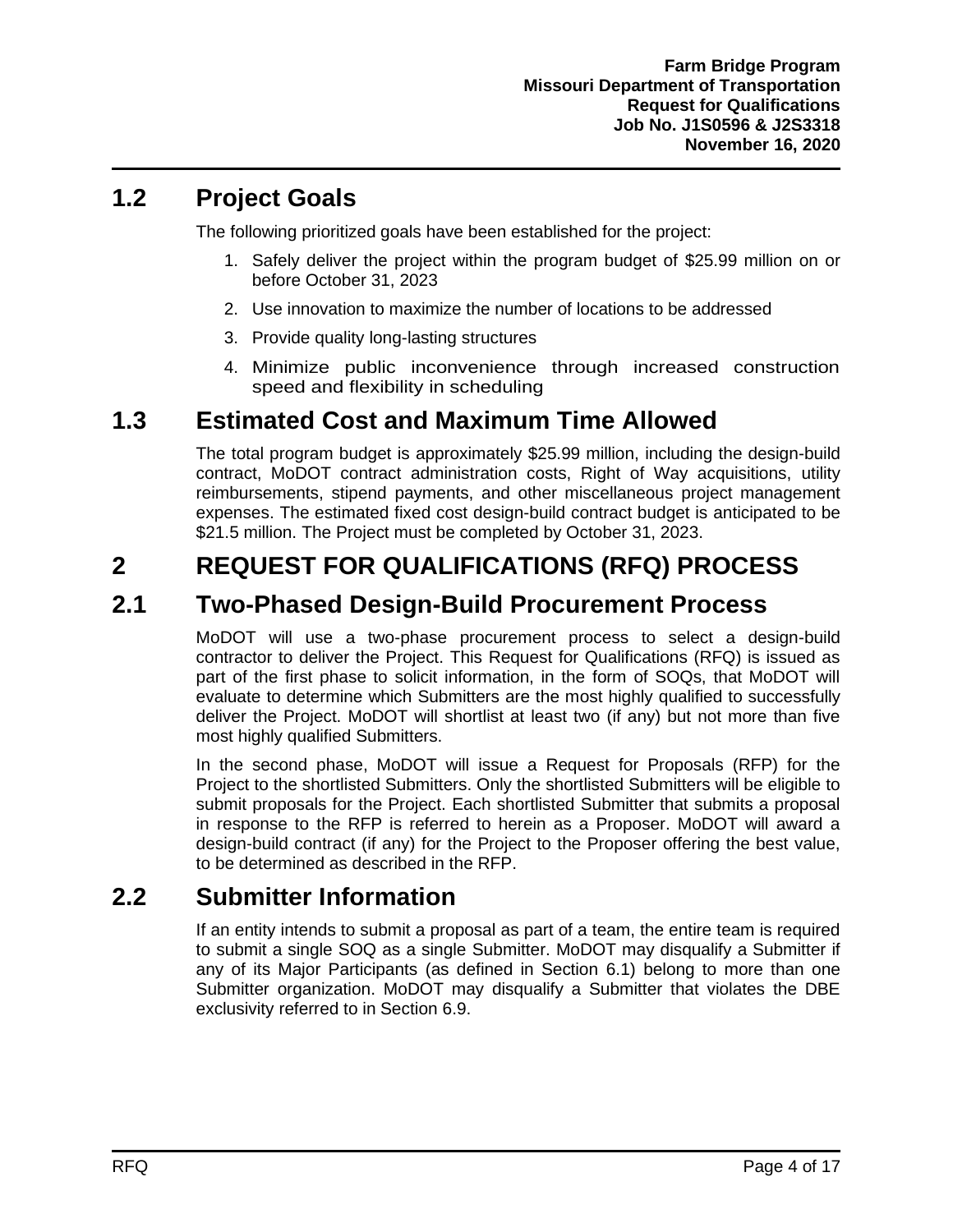## 1.2 Project Goals

The following prioritized goals have been established for the project:

1. Safely deliver the project within the program budget of $25.99 million on or before October 31, 2023
2. Use innovation to maximize the number of locations to be addressed
3. Provide quality long-lasting structures
4. Minimize public inconvenience through increased construction speed and flexibility in scheduling

## 1.3 Estimated Cost and Maximum Time Allowed

The total program budget is approximately $25.99 million, including the design-build contract, MoDOT contract administration costs, Right of Way acquisitions, utility reimbursements, stipend payments, and other miscellaneous project management expenses. The estimated fixed cost design-build contract budget is anticipated to be $21.5 million. The Project must be completed by October 31, 2023.

# 2 REQUEST FOR QUALIFICATIONS (RFQ) PROCESS

## 2.1 Two-Phased Design-Build Procurement Process

MoDOT will use a two-phase procurement process to select a design-build contractor to deliver the Project. This Request for Qualifications (RFQ) is issued as part of the first phase to solicit information, in the form of SOQs, that MoDOT will evaluate to determine which Submitters are the most highly qualified to successfully deliver the Project. MoDOT will shortlist at least two (if any) but not more than five most highly qualified Submitters.

In the second phase, MoDOT will issue a Request for Proposals (RFP) for the Project to the shortlisted Submitters. Only the shortlisted Submitters will be eligible to submit proposals for the Project. Each shortlisted Submitter that submits a proposal in response to the RFP is referred to herein as a Proposer. MoDOT will award a design-build contract (if any) for the Project to the Proposer offering the best value, to be determined as described in the RFP.

## 2.2 Submitter Information

If an entity intends to submit a proposal as part of a team, the entire team is required to submit a single SOQ as a single Submitter. MoDOT may disqualify a Submitter if any of its Major Participants (as defined in Section 6.1) belong to more than one Submitter organization. MoDOT may disqualify a Submitter that violates the DBE exclusivity referred to in Section 6.9.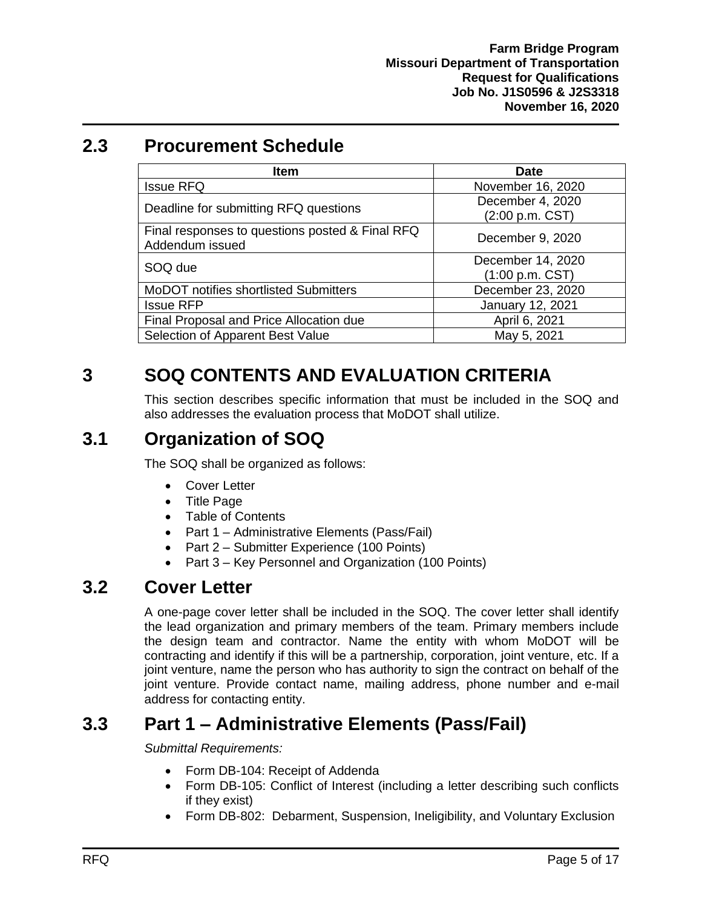## 2.3 Procurement Schedule

| Item | Date |
|---|---|
| Issue RFQ | November 16, 2020 |
| Deadline for submitting RFQ questions | December 4, 2020 (2:00 p.m. CST) |
| Final responses to questions posted & Final RFQ Addendum issued | December 9, 2020 |
| SOQ due | December 14, 2020 (1:00 p.m. CST) |
| MoDOT notifies shortlisted Submitters | December 23, 2020 |
| Issue RFP | January 12, 2021 |
| Final Proposal and Price Allocation due | April 6, 2021 |
| Selection of Apparent Best Value | May 5, 2021 |

# 3 SOQ CONTENTS AND EVALUATION CRITERIA

This section describes specific information that must be included in the SOQ and also addresses the evaluation process that MoDOT shall utilize.

## 3.1 Organization of SOQ

The SOQ shall be organized as follows:

- Cover Letter
- Title Page
- Table of Contents
- Part 1 – Administrative Elements (Pass/Fail)
- Part 2 – Submitter Experience (100 Points)
- Part 3 – Key Personnel and Organization (100 Points)

## 3.2 Cover Letter

A one-page cover letter shall be included in the SOQ. The cover letter shall identify the lead organization and primary members of the team. Primary members include the design team and contractor. Name the entity with whom MoDOT will be contracting and identify if this will be a partnership, corporation, joint venture, etc. If a joint venture, name the person who has authority to sign the contract on behalf of the joint venture. Provide contact name, mailing address, phone number and e-mail address for contacting entity.

## 3.3 Part 1 – Administrative Elements (Pass/Fail)

*Submittal Requirements:*

- Form DB-104: Receipt of Addenda
- Form DB-105: Conflict of Interest (including a letter describing such conflicts if they exist)
- Form DB-802: Debarment, Suspension, Ineligibility, and Voluntary Exclusion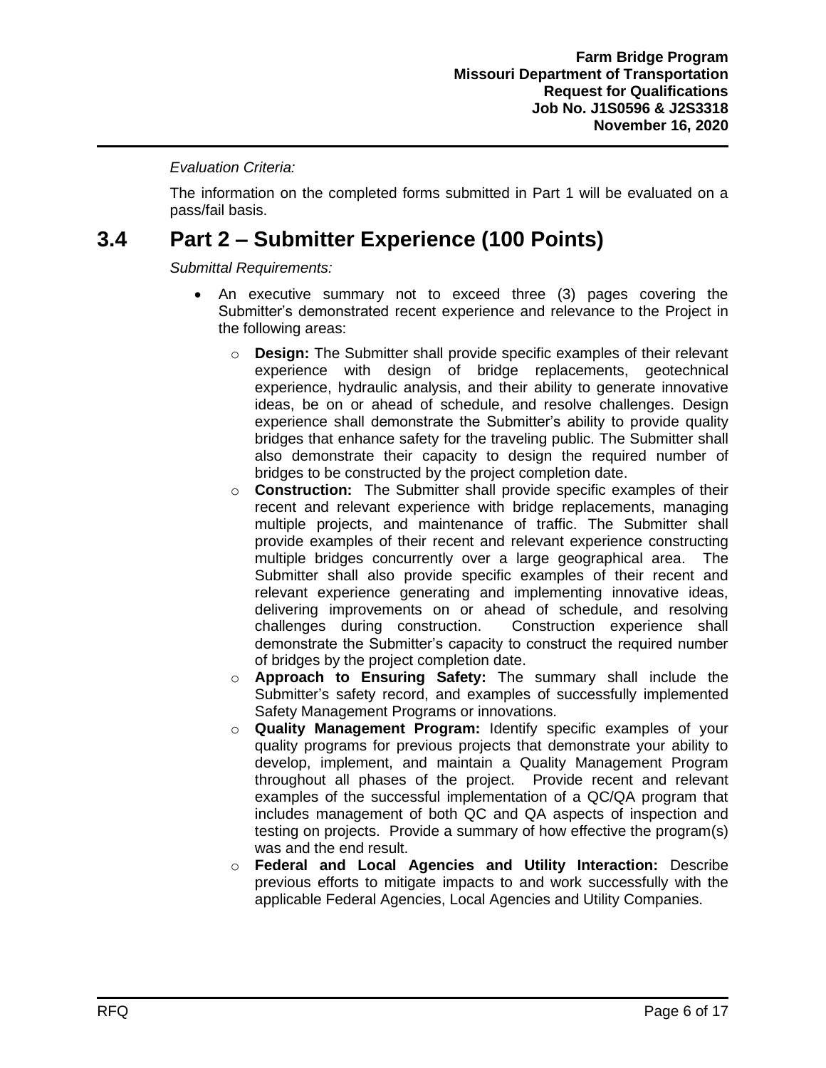*Evaluation Criteria:*

The information on the completed forms submitted in Part 1 will be evaluated on a pass/fail basis.

## 3.4 Part 2 – Submitter Experience (100 Points)

*Submittal Requirements:*

- An executive summary not to exceed three (3) pages covering the Submitter's demonstrated recent experience and relevance to the Project in the following areas:
  - **Design:** The Submitter shall provide specific examples of their relevant experience with design of bridge replacements, geotechnical experience, hydraulic analysis, and their ability to generate innovative ideas, be on or ahead of schedule, and resolve challenges. Design experience shall demonstrate the Submitter's ability to provide quality bridges that enhance safety for the traveling public. The Submitter shall also demonstrate their capacity to design the required number of bridges to be constructed by the project completion date.
  - **Construction:** The Submitter shall provide specific examples of their recent and relevant experience with bridge replacements, managing multiple projects, and maintenance of traffic. The Submitter shall provide examples of their recent and relevant experience constructing multiple bridges concurrently over a large geographical area. The Submitter shall also provide specific examples of their recent and relevant experience generating and implementing innovative ideas, delivering improvements on or ahead of schedule, and resolving challenges during construction. Construction experience shall demonstrate the Submitter's capacity to construct the required number of bridges by the project completion date.
  - **Approach to Ensuring Safety:** The summary shall include the Submitter's safety record, and examples of successfully implemented Safety Management Programs or innovations.
  - **Quality Management Program:** Identify specific examples of your quality programs for previous projects that demonstrate your ability to develop, implement, and maintain a Quality Management Program throughout all phases of the project. Provide recent and relevant examples of the successful implementation of a QC/QA program that includes management of both QC and QA aspects of inspection and testing on projects. Provide a summary of how effective the program(s) was and the end result.
  - **Federal and Local Agencies and Utility Interaction:** Describe previous efforts to mitigate impacts to and work successfully with the applicable Federal Agencies, Local Agencies and Utility Companies.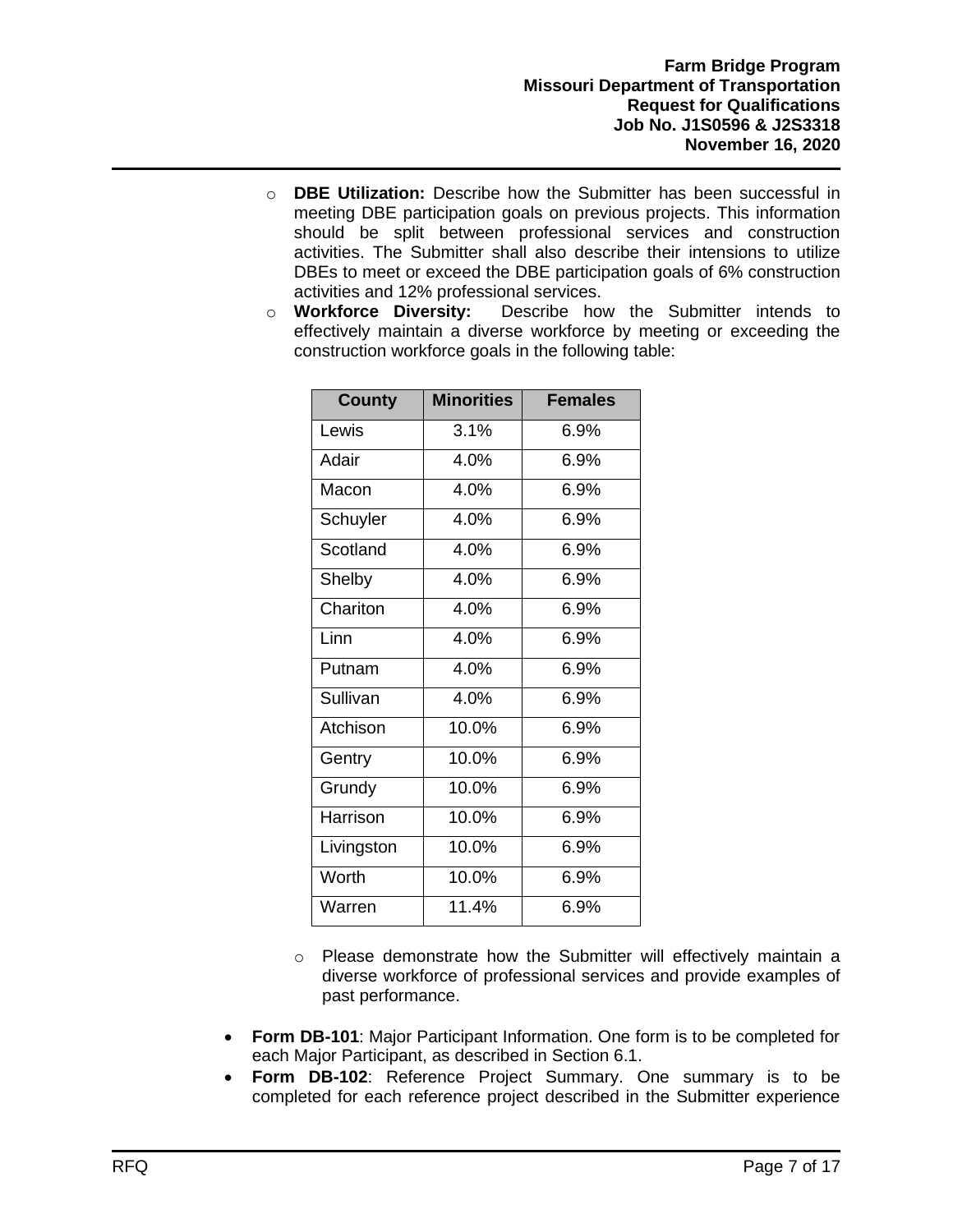- **DBE Utilization:** Describe how the Submitter has been successful in meeting DBE participation goals on previous projects. This information should be split between professional services and construction activities. The Submitter shall also describe their intensions to utilize DBEs to meet or exceed the DBE participation goals of 6% construction activities and 12% professional services.
- **Workforce Diversity:** Describe how the Submitter intends to effectively maintain a diverse workforce by meeting or exceeding the construction workforce goals in the following table:

| County | Minorities | Females |
|---|---|---|
| Lewis | 3.1% | 6.9% |
| Adair | 4.0% | 6.9% |
| Macon | 4.0% | 6.9% |
| Schuyler | 4.0% | 6.9% |
| Scotland | 4.0% | 6.9% |
| Shelby | 4.0% | 6.9% |
| Chariton | 4.0% | 6.9% |
| Linn | 4.0% | 6.9% |
| Putnam | 4.0% | 6.9% |
| Sullivan | 4.0% | 6.9% |
| Atchison | 10.0% | 6.9% |
| Gentry | 10.0% | 6.9% |
| Grundy | 10.0% | 6.9% |
| Harrison | 10.0% | 6.9% |
| Livingston | 10.0% | 6.9% |
| Worth | 10.0% | 6.9% |
| Warren | 11.4% | 6.9% |

  - Please demonstrate how the Submitter will effectively maintain a diverse workforce of professional services and provide examples of past performance.

- **Form DB-101**: Major Participant Information. One form is to be completed for each Major Participant, as described in Section 6.1.
- **Form DB-102**: Reference Project Summary. One summary is to be completed for each reference project described in the Submitter experience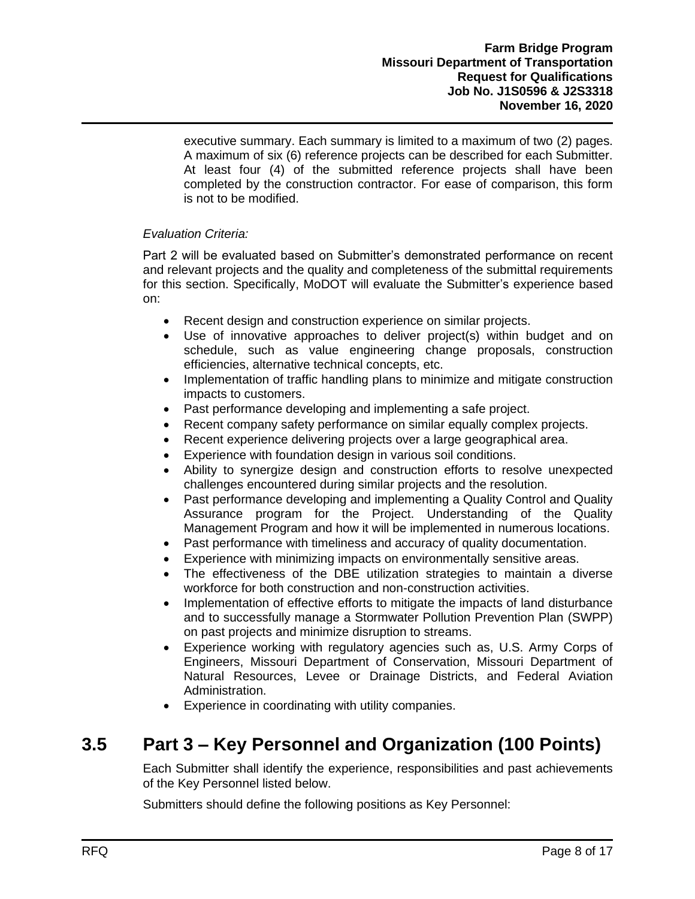executive summary. Each summary is limited to a maximum of two (2) pages. A maximum of six (6) reference projects can be described for each Submitter. At least four (4) of the submitted reference projects shall have been completed by the construction contractor. For ease of comparison, this form is not to be modified.

*Evaluation Criteria:*

Part 2 will be evaluated based on Submitter's demonstrated performance on recent and relevant projects and the quality and completeness of the submittal requirements for this section. Specifically, MoDOT will evaluate the Submitter's experience based on:

- Recent design and construction experience on similar projects.
- Use of innovative approaches to deliver project(s) within budget and on schedule, such as value engineering change proposals, construction efficiencies, alternative technical concepts, etc.
- Implementation of traffic handling plans to minimize and mitigate construction impacts to customers.
- Past performance developing and implementing a safe project.
- Recent company safety performance on similar equally complex projects.
- Recent experience delivering projects over a large geographical area.
- Experience with foundation design in various soil conditions.
- Ability to synergize design and construction efforts to resolve unexpected challenges encountered during similar projects and the resolution.
- Past performance developing and implementing a Quality Control and Quality Assurance program for the Project. Understanding of the Quality Management Program and how it will be implemented in numerous locations.
- Past performance with timeliness and accuracy of quality documentation.
- Experience with minimizing impacts on environmentally sensitive areas.
- The effectiveness of the DBE utilization strategies to maintain a diverse workforce for both construction and non-construction activities.
- Implementation of effective efforts to mitigate the impacts of land disturbance and to successfully manage a Stormwater Pollution Prevention Plan (SWPP) on past projects and minimize disruption to streams.
- Experience working with regulatory agencies such as, U.S. Army Corps of Engineers, Missouri Department of Conservation, Missouri Department of Natural Resources, Levee or Drainage Districts, and Federal Aviation Administration.
- Experience in coordinating with utility companies.

## 3.5 Part 3 – Key Personnel and Organization (100 Points)

Each Submitter shall identify the experience, responsibilities and past achievements of the Key Personnel listed below.

Submitters should define the following positions as Key Personnel: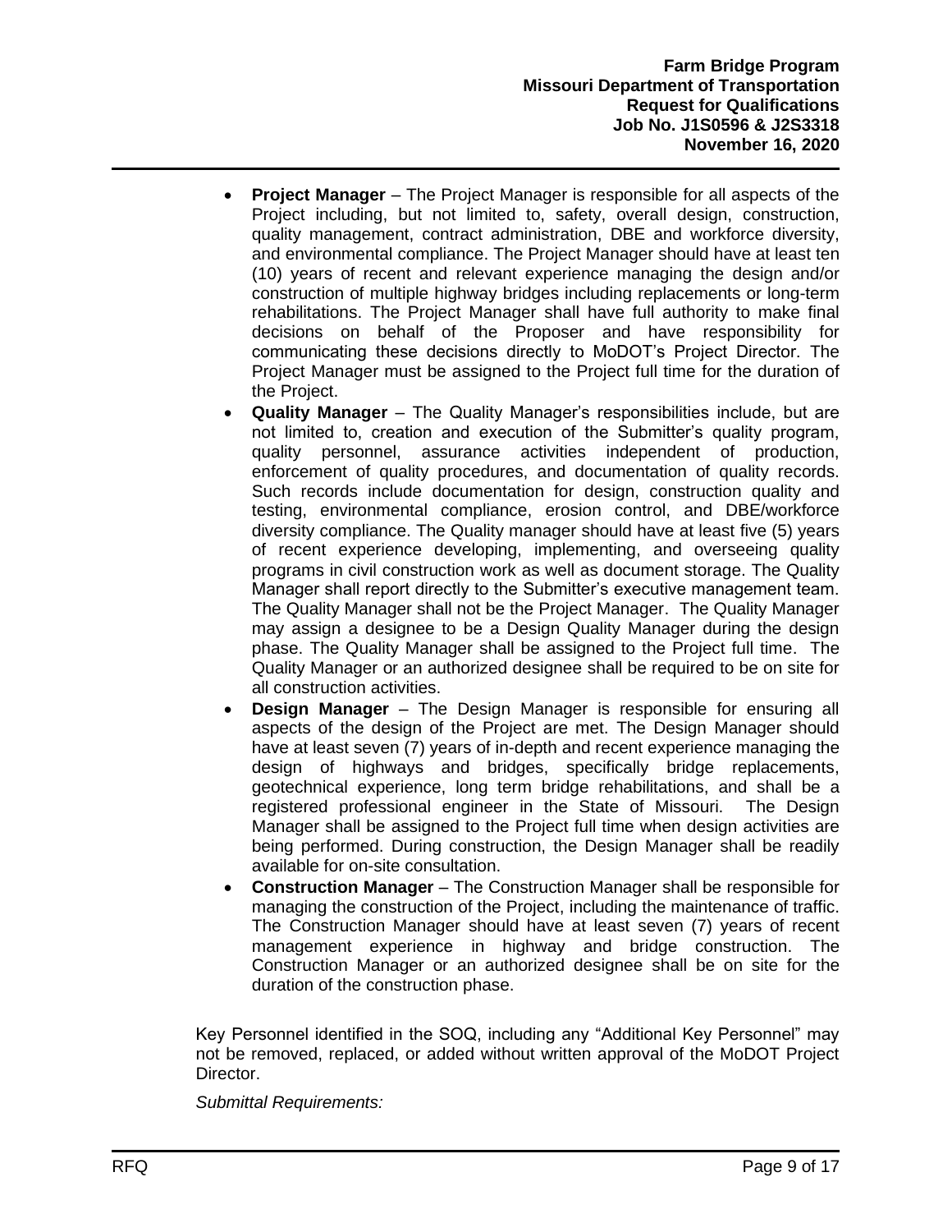- **Project Manager** – The Project Manager is responsible for all aspects of the Project including, but not limited to, safety, overall design, construction, quality management, contract administration, DBE and workforce diversity, and environmental compliance. The Project Manager should have at least ten (10) years of recent and relevant experience managing the design and/or construction of multiple highway bridges including replacements or long-term rehabilitations. The Project Manager shall have full authority to make final decisions on behalf of the Proposer and have responsibility for communicating these decisions directly to MoDOT's Project Director. The Project Manager must be assigned to the Project full time for the duration of the Project.
- **Quality Manager** – The Quality Manager's responsibilities include, but are not limited to, creation and execution of the Submitter's quality program, quality personnel, assurance activities independent of production, enforcement of quality procedures, and documentation of quality records. Such records include documentation for design, construction quality and testing, environmental compliance, erosion control, and DBE/workforce diversity compliance. The Quality manager should have at least five (5) years of recent experience developing, implementing, and overseeing quality programs in civil construction work as well as document storage. The Quality Manager shall report directly to the Submitter's executive management team. The Quality Manager shall not be the Project Manager. The Quality Manager may assign a designee to be a Design Quality Manager during the design phase. The Quality Manager shall be assigned to the Project full time. The Quality Manager or an authorized designee shall be required to be on site for all construction activities.
- **Design Manager** – The Design Manager is responsible for ensuring all aspects of the design of the Project are met. The Design Manager should have at least seven (7) years of in-depth and recent experience managing the design of highways and bridges, specifically bridge replacements, geotechnical experience, long term bridge rehabilitations, and shall be a registered professional engineer in the State of Missouri. The Design Manager shall be assigned to the Project full time when design activities are being performed. During construction, the Design Manager shall be readily available for on-site consultation.
- **Construction Manager** – The Construction Manager shall be responsible for managing the construction of the Project, including the maintenance of traffic. The Construction Manager should have at least seven (7) years of recent management experience in highway and bridge construction. The Construction Manager or an authorized designee shall be on site for the duration of the construction phase.

Key Personnel identified in the SOQ, including any "Additional Key Personnel" may not be removed, replaced, or added without written approval of the MoDOT Project Director.

*Submittal Requirements:*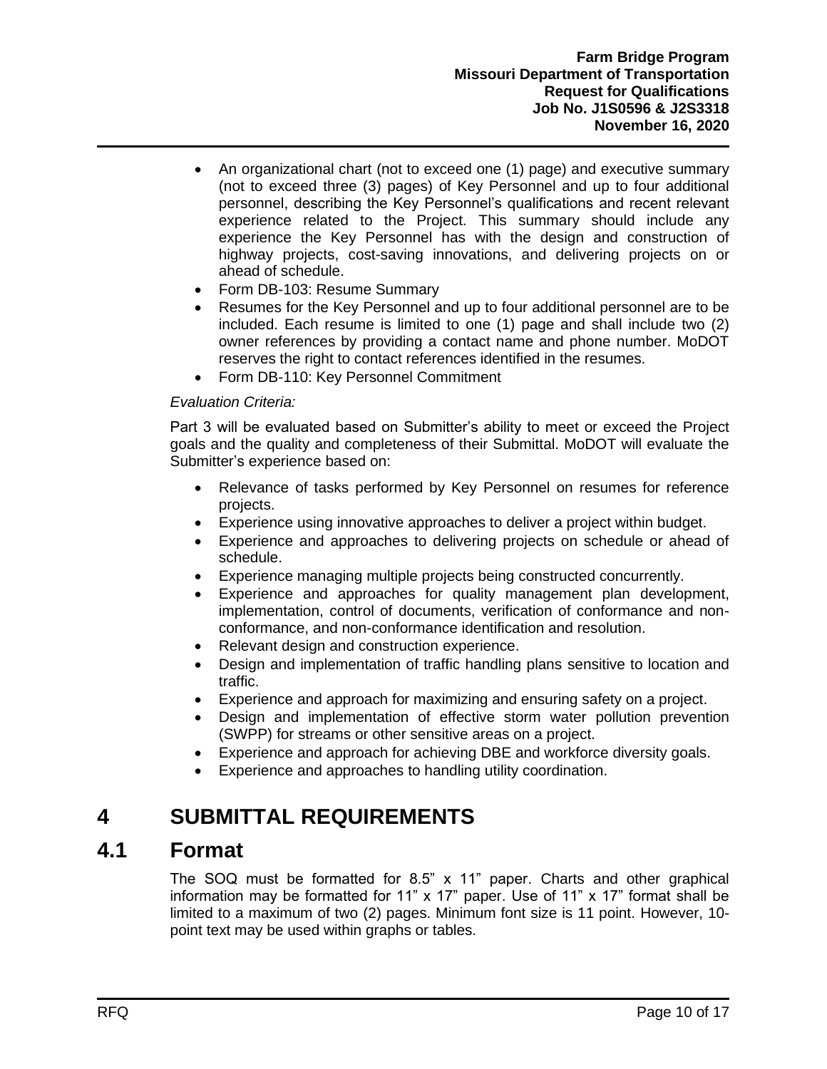- An organizational chart (not to exceed one (1) page) and executive summary (not to exceed three (3) pages) of Key Personnel and up to four additional personnel, describing the Key Personnel's qualifications and recent relevant experience related to the Project. This summary should include any experience the Key Personnel has with the design and construction of highway projects, cost-saving innovations, and delivering projects on or ahead of schedule.
- Form DB-103: Resume Summary
- Resumes for the Key Personnel and up to four additional personnel are to be included. Each resume is limited to one (1) page and shall include two (2) owner references by providing a contact name and phone number. MoDOT reserves the right to contact references identified in the resumes.
- Form DB-110: Key Personnel Commitment

*Evaluation Criteria:*

Part 3 will be evaluated based on Submitter's ability to meet or exceed the Project goals and the quality and completeness of their Submittal. MoDOT will evaluate the Submitter's experience based on:

- Relevance of tasks performed by Key Personnel on resumes for reference projects.
- Experience using innovative approaches to deliver a project within budget.
- Experience and approaches to delivering projects on schedule or ahead of schedule.
- Experience managing multiple projects being constructed concurrently.
- Experience and approaches for quality management plan development, implementation, control of documents, verification of conformance and non-conformance, and non-conformance identification and resolution.
- Relevant design and construction experience.
- Design and implementation of traffic handling plans sensitive to location and traffic.
- Experience and approach for maximizing and ensuring safety on a project.
- Design and implementation of effective storm water pollution prevention (SWPP) for streams or other sensitive areas on a project.
- Experience and approach for achieving DBE and workforce diversity goals.
- Experience and approaches to handling utility coordination.

# 4 SUBMITTAL REQUIREMENTS

## 4.1 Format

The SOQ must be formatted for 8.5" x 11" paper. Charts and other graphical information may be formatted for 11" x 17" paper. Use of 11" x 17" format shall be limited to a maximum of two (2) pages. Minimum font size is 11 point. However, 10-point text may be used within graphs or tables.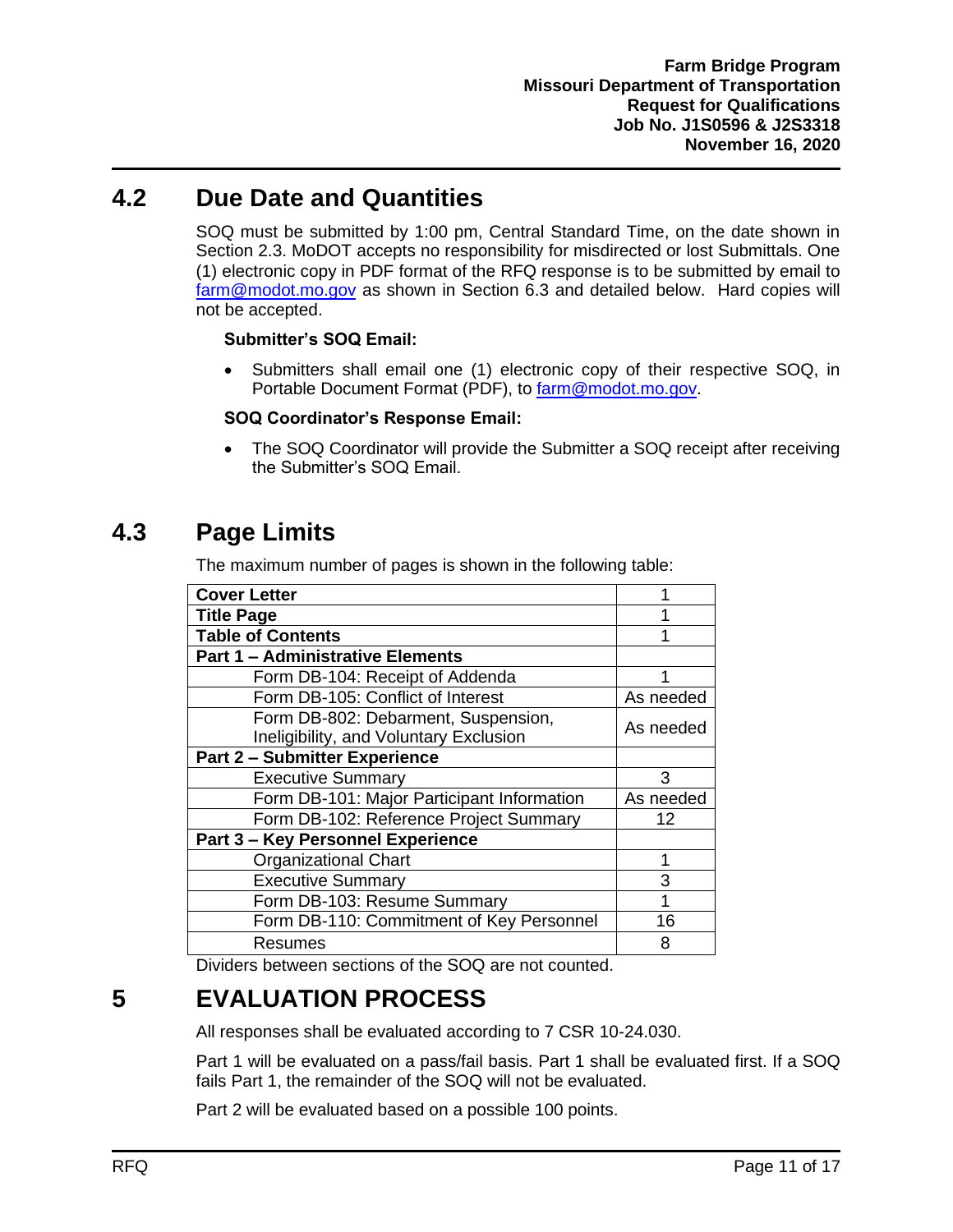## 4.2 Due Date and Quantities

SOQ must be submitted by 1:00 pm, Central Standard Time, on the date shown in Section 2.3. MoDOT accepts no responsibility for misdirected or lost Submittals. One (1) electronic copy in PDF format of the RFQ response is to be submitted by email to farm@modot.mo.gov as shown in Section 6.3 and detailed below. Hard copies will not be accepted.

**Submitter's SOQ Email:**

- Submitters shall email one (1) electronic copy of their respective SOQ, in Portable Document Format (PDF), to farm@modot.mo.gov.

**SOQ Coordinator's Response Email:**

- The SOQ Coordinator will provide the Submitter a SOQ receipt after receiving the Submitter's SOQ Email.

## 4.3 Page Limits

The maximum number of pages is shown in the following table:

| | |
|---|---|
| **Cover Letter** | 1 |
| **Title Page** | 1 |
| **Table of Contents** | 1 |
| **Part 1 – Administrative Elements** | |
| Form DB-104: Receipt of Addenda | 1 |
| Form DB-105: Conflict of Interest | As needed |
| Form DB-802: Debarment, Suspension, Ineligibility, and Voluntary Exclusion | As needed |
| **Part 2 – Submitter Experience** | |
| Executive Summary | 3 |
| Form DB-101: Major Participant Information | As needed |
| Form DB-102: Reference Project Summary | 12 |
| **Part 3 – Key Personnel Experience** | |
| Organizational Chart | 1 |
| Executive Summary | 3 |
| Form DB-103: Resume Summary | 1 |
| Form DB-110: Commitment of Key Personnel | 16 |
| Resumes | 8 |

Dividers between sections of the SOQ are not counted.

# 5 EVALUATION PROCESS

All responses shall be evaluated according to 7 CSR 10-24.030.

Part 1 will be evaluated on a pass/fail basis. Part 1 shall be evaluated first. If a SOQ fails Part 1, the remainder of the SOQ will not be evaluated.

Part 2 will be evaluated based on a possible 100 points.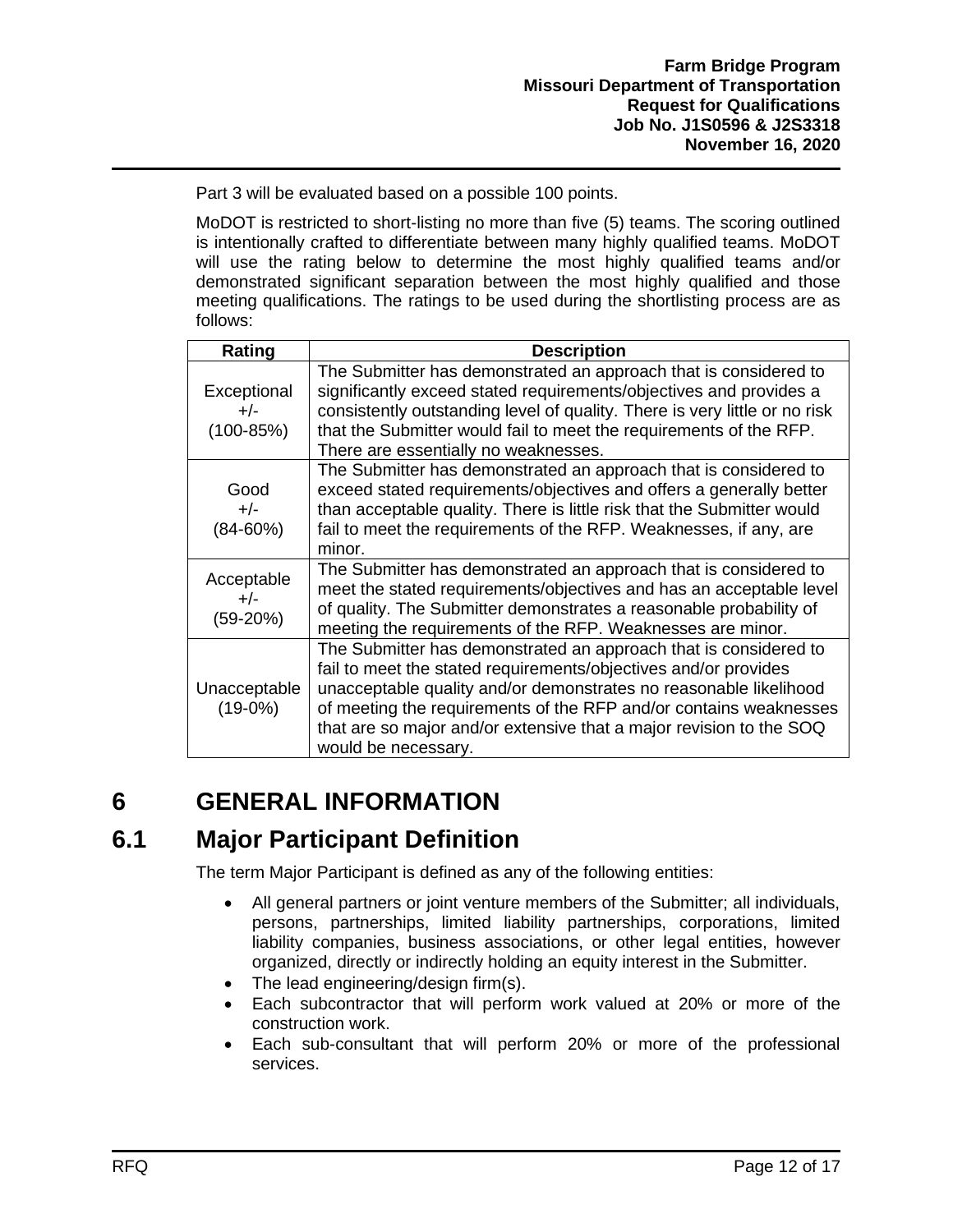Part 3 will be evaluated based on a possible 100 points.

MoDOT is restricted to short-listing no more than five (5) teams. The scoring outlined is intentionally crafted to differentiate between many highly qualified teams. MoDOT will use the rating below to determine the most highly qualified teams and/or demonstrated significant separation between the most highly qualified and those meeting qualifications. The ratings to be used during the shortlisting process are as follows:

| Rating | Description |
| --- | --- |
| Exceptional +/- (100-85%) | The Submitter has demonstrated an approach that is considered to significantly exceed stated requirements/objectives and provides a consistently outstanding level of quality. There is very little or no risk that the Submitter would fail to meet the requirements of the RFP. There are essentially no weaknesses. |
| Good +/- (84-60%) | The Submitter has demonstrated an approach that is considered to exceed stated requirements/objectives and offers a generally better than acceptable quality. There is little risk that the Submitter would fail to meet the requirements of the RFP. Weaknesses, if any, are minor. |
| Acceptable +/- (59-20%) | The Submitter has demonstrated an approach that is considered to meet the stated requirements/objectives and has an acceptable level of quality. The Submitter demonstrates a reasonable probability of meeting the requirements of the RFP. Weaknesses are minor. |
| Unacceptable (19-0%) | The Submitter has demonstrated an approach that is considered to fail to meet the stated requirements/objectives and/or provides unacceptable quality and/or demonstrates no reasonable likelihood of meeting the requirements of the RFP and/or contains weaknesses that are so major and/or extensive that a major revision to the SOQ would be necessary. |

# 6 GENERAL INFORMATION

## 6.1 Major Participant Definition

The term Major Participant is defined as any of the following entities:

- All general partners or joint venture members of the Submitter; all individuals, persons, partnerships, limited liability partnerships, corporations, limited liability companies, business associations, or other legal entities, however organized, directly or indirectly holding an equity interest in the Submitter.
- The lead engineering/design firm(s).
- Each subcontractor that will perform work valued at 20% or more of the construction work.
- Each sub-consultant that will perform 20% or more of the professional services.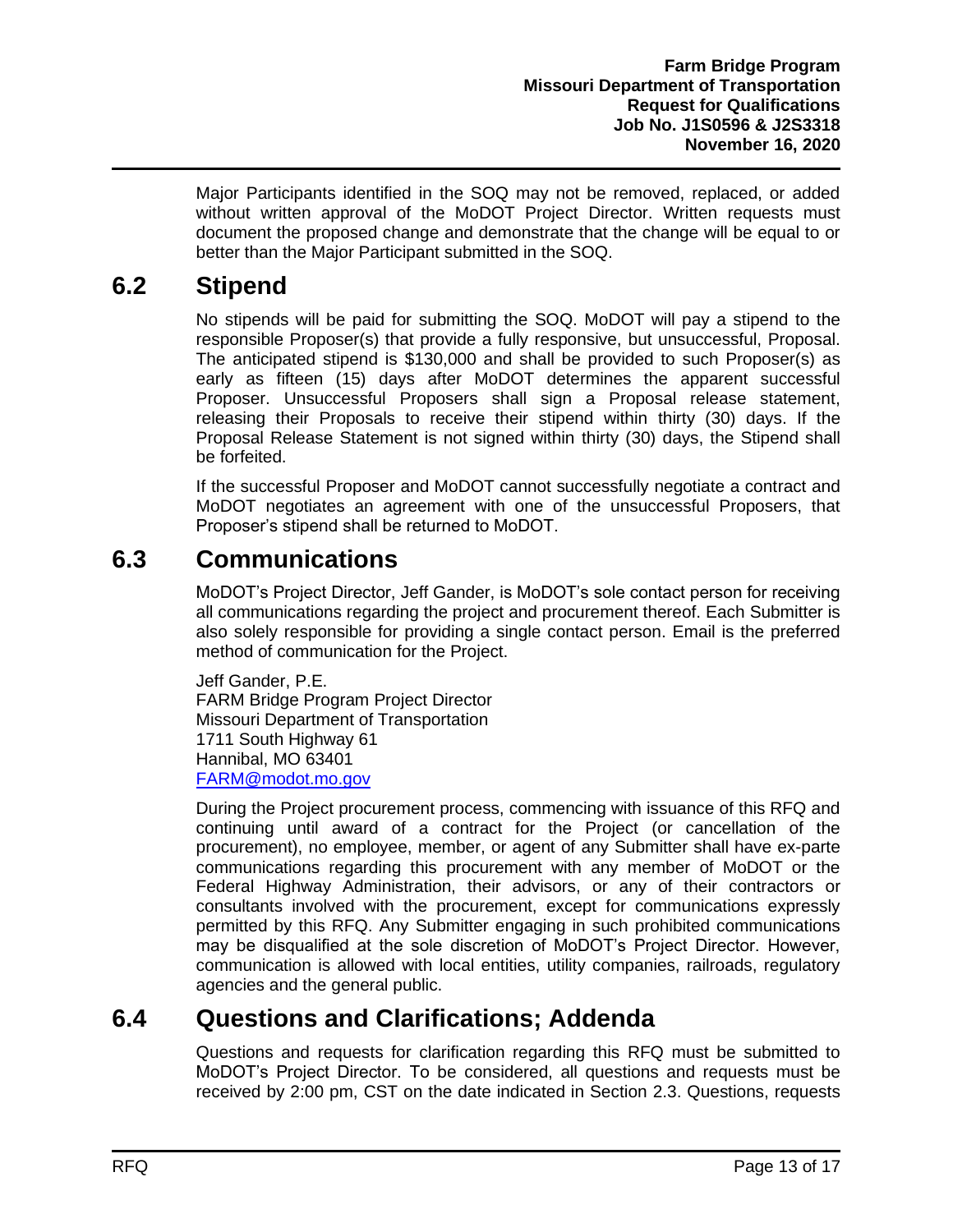Major Participants identified in the SOQ may not be removed, replaced, or added without written approval of the MoDOT Project Director. Written requests must document the proposed change and demonstrate that the change will be equal to or better than the Major Participant submitted in the SOQ.

## 6.2 Stipend

No stipends will be paid for submitting the SOQ. MoDOT will pay a stipend to the responsible Proposer(s) that provide a fully responsive, but unsuccessful, Proposal. The anticipated stipend is $130,000 and shall be provided to such Proposer(s) as early as fifteen (15) days after MoDOT determines the apparent successful Proposer. Unsuccessful Proposers shall sign a Proposal release statement, releasing their Proposals to receive their stipend within thirty (30) days. If the Proposal Release Statement is not signed within thirty (30) days, the Stipend shall be forfeited.

If the successful Proposer and MoDOT cannot successfully negotiate a contract and MoDOT negotiates an agreement with one of the unsuccessful Proposers, that Proposer's stipend shall be returned to MoDOT.

## 6.3 Communications

MoDOT's Project Director, Jeff Gander, is MoDOT's sole contact person for receiving all communications regarding the project and procurement thereof. Each Submitter is also solely responsible for providing a single contact person. Email is the preferred method of communication for the Project.

Jeff Gander, P.E.
FARM Bridge Program Project Director
Missouri Department of Transportation
1711 South Highway 61
Hannibal, MO 63401
FARM@modot.mo.gov

During the Project procurement process, commencing with issuance of this RFQ and continuing until award of a contract for the Project (or cancellation of the procurement), no employee, member, or agent of any Submitter shall have ex-parte communications regarding this procurement with any member of MoDOT or the Federal Highway Administration, their advisors, or any of their contractors or consultants involved with the procurement, except for communications expressly permitted by this RFQ. Any Submitter engaging in such prohibited communications may be disqualified at the sole discretion of MoDOT's Project Director. However, communication is allowed with local entities, utility companies, railroads, regulatory agencies and the general public.

## 6.4 Questions and Clarifications; Addenda

Questions and requests for clarification regarding this RFQ must be submitted to MoDOT's Project Director. To be considered, all questions and requests must be received by 2:00 pm, CST on the date indicated in Section 2.3. Questions, requests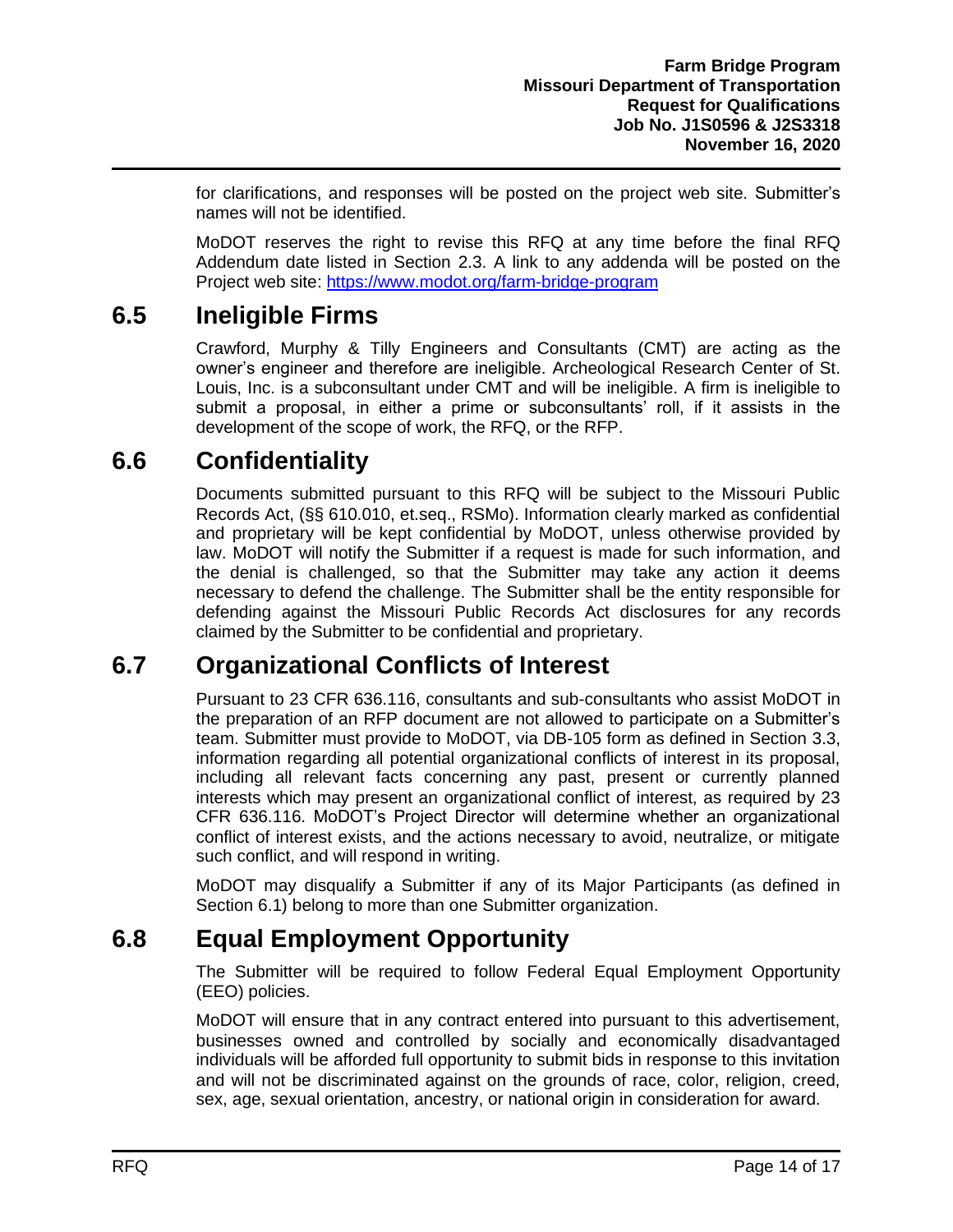for clarifications, and responses will be posted on the project web site. Submitter's names will not be identified.

MoDOT reserves the right to revise this RFQ at any time before the final RFQ Addendum date listed in Section 2.3. A link to any addenda will be posted on the Project web site: [https://www.modot.org/farm-bridge-program](https://www.modot.org/farm-bridge-program)

## 6.5 Ineligible Firms

Crawford, Murphy & Tilly Engineers and Consultants (CMT) are acting as the owner's engineer and therefore are ineligible. Archeological Research Center of St. Louis, Inc. is a subconsultant under CMT and will be ineligible. A firm is ineligible to submit a proposal, in either a prime or subconsultants' roll, if it assists in the development of the scope of work, the RFQ, or the RFP.

## 6.6 Confidentiality

Documents submitted pursuant to this RFQ will be subject to the Missouri Public Records Act, (§§ 610.010, et.seq., RSMo). Information clearly marked as confidential and proprietary will be kept confidential by MoDOT, unless otherwise provided by law. MoDOT will notify the Submitter if a request is made for such information, and the denial is challenged, so that the Submitter may take any action it deems necessary to defend the challenge. The Submitter shall be the entity responsible for defending against the Missouri Public Records Act disclosures for any records claimed by the Submitter to be confidential and proprietary.

## 6.7 Organizational Conflicts of Interest

Pursuant to 23 CFR 636.116, consultants and sub-consultants who assist MoDOT in the preparation of an RFP document are not allowed to participate on a Submitter's team. Submitter must provide to MoDOT, via DB-105 form as defined in Section 3.3, information regarding all potential organizational conflicts of interest in its proposal, including all relevant facts concerning any past, present or currently planned interests which may present an organizational conflict of interest, as required by 23 CFR 636.116. MoDOT's Project Director will determine whether an organizational conflict of interest exists, and the actions necessary to avoid, neutralize, or mitigate such conflict, and will respond in writing.

MoDOT may disqualify a Submitter if any of its Major Participants (as defined in Section 6.1) belong to more than one Submitter organization.

## 6.8 Equal Employment Opportunity

The Submitter will be required to follow Federal Equal Employment Opportunity (EEO) policies.

MoDOT will ensure that in any contract entered into pursuant to this advertisement, businesses owned and controlled by socially and economically disadvantaged individuals will be afforded full opportunity to submit bids in response to this invitation and will not be discriminated against on the grounds of race, color, religion, creed, sex, age, sexual orientation, ancestry, or national origin in consideration for award.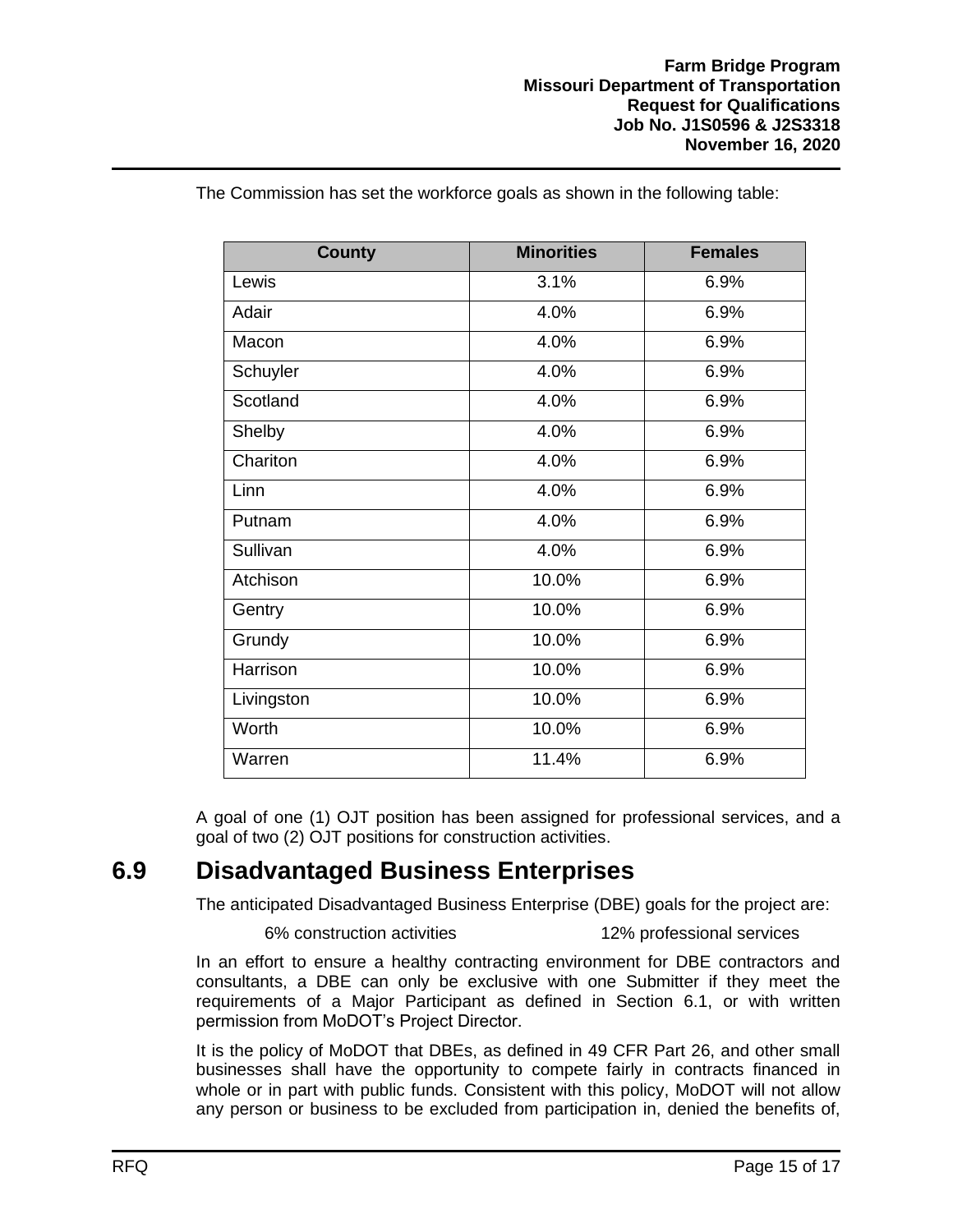The Commission has set the workforce goals as shown in the following table:

| County | Minorities | Females |
|---|---|---|
| Lewis | 3.1% | 6.9% |
| Adair | 4.0% | 6.9% |
| Macon | 4.0% | 6.9% |
| Schuyler | 4.0% | 6.9% |
| Scotland | 4.0% | 6.9% |
| Shelby | 4.0% | 6.9% |
| Chariton | 4.0% | 6.9% |
| Linn | 4.0% | 6.9% |
| Putnam | 4.0% | 6.9% |
| Sullivan | 4.0% | 6.9% |
| Atchison | 10.0% | 6.9% |
| Gentry | 10.0% | 6.9% |
| Grundy | 10.0% | 6.9% |
| Harrison | 10.0% | 6.9% |
| Livingston | 10.0% | 6.9% |
| Worth | 10.0% | 6.9% |
| Warren | 11.4% | 6.9% |

A goal of one (1) OJT position has been assigned for professional services, and a goal of two (2) OJT positions for construction activities.

## 6.9 Disadvantaged Business Enterprises

The anticipated Disadvantaged Business Enterprise (DBE) goals for the project are:

6% construction activities 12% professional services

In an effort to ensure a healthy contracting environment for DBE contractors and consultants, a DBE can only be exclusive with one Submitter if they meet the requirements of a Major Participant as defined in Section 6.1, or with written permission from MoDOT's Project Director.

It is the policy of MoDOT that DBEs, as defined in 49 CFR Part 26, and other small businesses shall have the opportunity to compete fairly in contracts financed in whole or in part with public funds. Consistent with this policy, MoDOT will not allow any person or business to be excluded from participation in, denied the benefits of,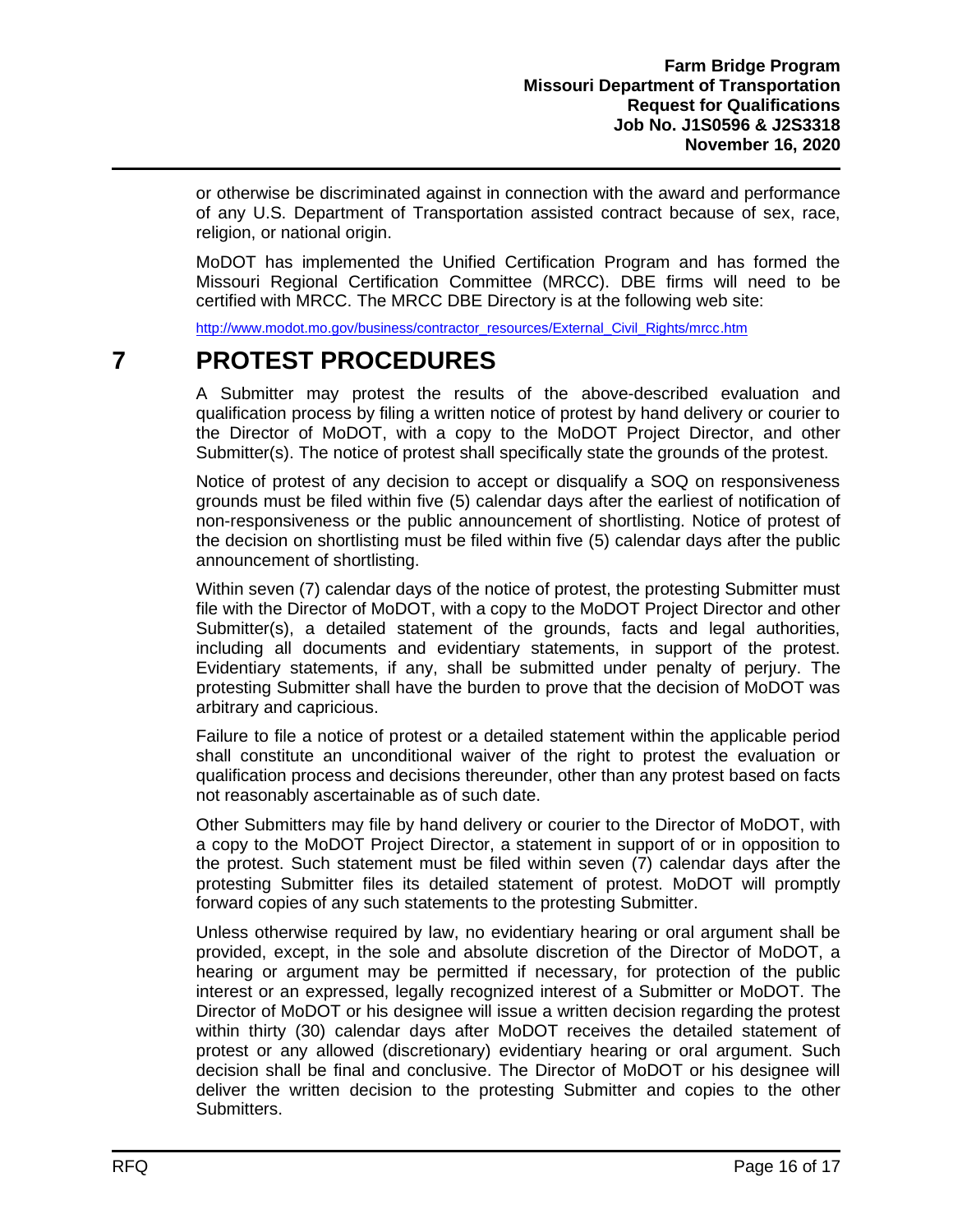or otherwise be discriminated against in connection with the award and performance of any U.S. Department of Transportation assisted contract because of sex, race, religion, or national origin.

MoDOT has implemented the Unified Certification Program and has formed the Missouri Regional Certification Committee (MRCC). DBE firms will need to be certified with MRCC. The MRCC DBE Directory is at the following web site:

http://www.modot.mo.gov/business/contractor_resources/External_Civil_Rights/mrcc.htm

# 7 PROTEST PROCEDURES

A Submitter may protest the results of the above-described evaluation and qualification process by filing a written notice of protest by hand delivery or courier to the Director of MoDOT, with a copy to the MoDOT Project Director, and other Submitter(s). The notice of protest shall specifically state the grounds of the protest.

Notice of protest of any decision to accept or disqualify a SOQ on responsiveness grounds must be filed within five (5) calendar days after the earliest of notification of non-responsiveness or the public announcement of shortlisting. Notice of protest of the decision on shortlisting must be filed within five (5) calendar days after the public announcement of shortlisting.

Within seven (7) calendar days of the notice of protest, the protesting Submitter must file with the Director of MoDOT, with a copy to the MoDOT Project Director and other Submitter(s), a detailed statement of the grounds, facts and legal authorities, including all documents and evidentiary statements, in support of the protest. Evidentiary statements, if any, shall be submitted under penalty of perjury. The protesting Submitter shall have the burden to prove that the decision of MoDOT was arbitrary and capricious.

Failure to file a notice of protest or a detailed statement within the applicable period shall constitute an unconditional waiver of the right to protest the evaluation or qualification process and decisions thereunder, other than any protest based on facts not reasonably ascertainable as of such date.

Other Submitters may file by hand delivery or courier to the Director of MoDOT, with a copy to the MoDOT Project Director, a statement in support of or in opposition to the protest. Such statement must be filed within seven (7) calendar days after the protesting Submitter files its detailed statement of protest. MoDOT will promptly forward copies of any such statements to the protesting Submitter.

Unless otherwise required by law, no evidentiary hearing or oral argument shall be provided, except, in the sole and absolute discretion of the Director of MoDOT, a hearing or argument may be permitted if necessary, for protection of the public interest or an expressed, legally recognized interest of a Submitter or MoDOT. The Director of MoDOT or his designee will issue a written decision regarding the protest within thirty (30) calendar days after MoDOT receives the detailed statement of protest or any allowed (discretionary) evidentiary hearing or oral argument. Such decision shall be final and conclusive. The Director of MoDOT or his designee will deliver the written decision to the protesting Submitter and copies to the other Submitters.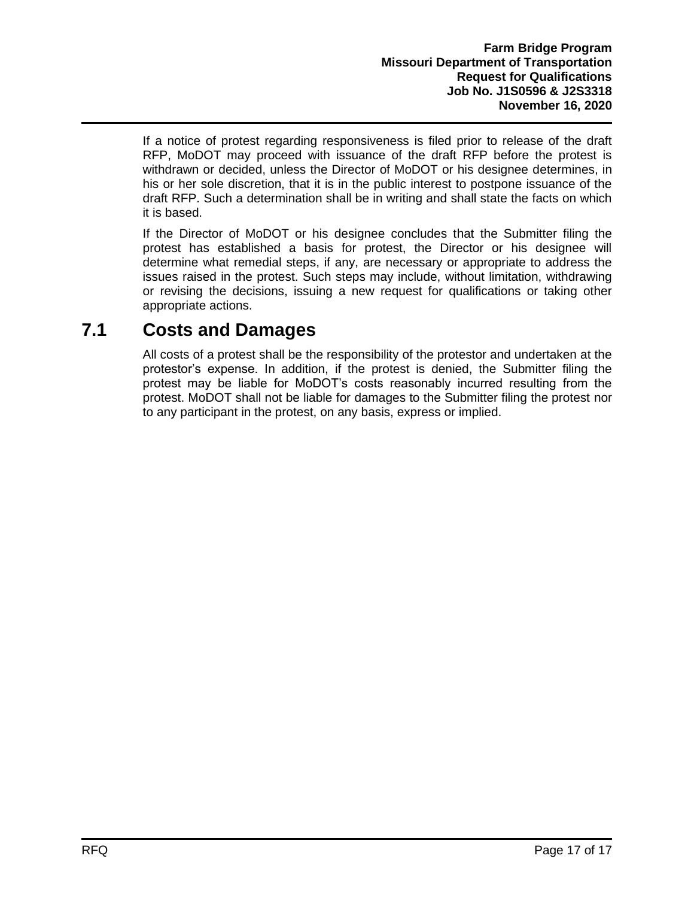If a notice of protest regarding responsiveness is filed prior to release of the draft RFP, MoDOT may proceed with issuance of the draft RFP before the protest is withdrawn or decided, unless the Director of MoDOT or his designee determines, in his or her sole discretion, that it is in the public interest to postpone issuance of the draft RFP. Such a determination shall be in writing and shall state the facts on which it is based.

If the Director of MoDOT or his designee concludes that the Submitter filing the protest has established a basis for protest, the Director or his designee will determine what remedial steps, if any, are necessary or appropriate to address the issues raised in the protest. Such steps may include, without limitation, withdrawing or revising the decisions, issuing a new request for qualifications or taking other appropriate actions.

## 7.1 Costs and Damages

All costs of a protest shall be the responsibility of the protestor and undertaken at the protestor's expense. In addition, if the protest is denied, the Submitter filing the protest may be liable for MoDOT's costs reasonably incurred resulting from the protest. MoDOT shall not be liable for damages to the Submitter filing the protest nor to any participant in the protest, on any basis, express or implied.